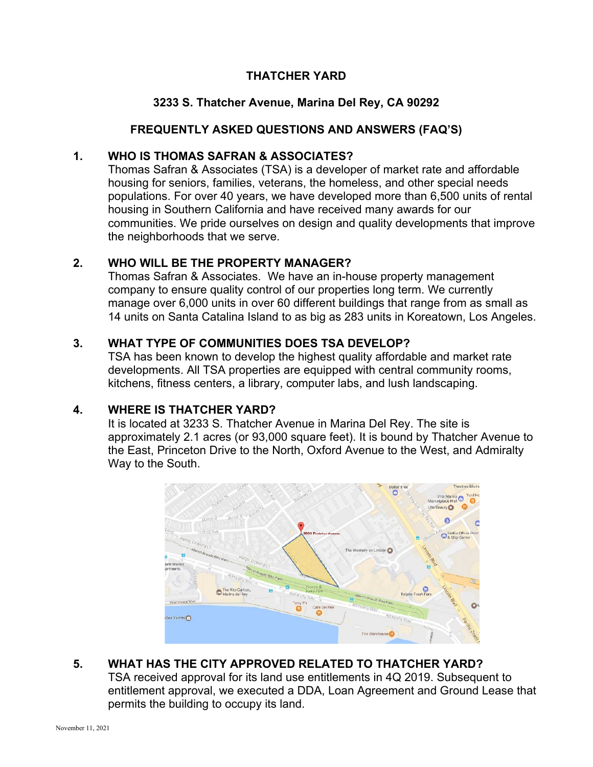# THATCHER YARD

## 3233 S. Thatcher Avenue, Marina Del Rey, CA 90292

## FREQUENTLY ASKED QUESTIONS AND ANSWERS (FAQ'S)

### 1. WHO IS THOMAS SAFRAN & ASSOCIATES?

Thomas Safran & Associates (TSA) is a developer of market rate and affordable housing for seniors, families, veterans, the homeless, and other special needs populations. For over 40 years, we have developed more than 6,500 units of rental housing in Southern California and have received many awards for our communities. We pride ourselves on design and quality developments that improve the neighborhoods that we serve.

### 2. WHO WILL BE THE PROPERTY MANAGER?

Thomas Safran & Associates. We have an in-house property management company to ensure quality control of our properties long term. We currently manage over 6,000 units in over 60 different buildings that range from as small as 14 units on Santa Catalina Island to as big as 283 units in Koreatown, Los Angeles.

### 3. WHAT TYPE OF COMMUNITIES DOES TSA DEVELOP?

TSA has been known to develop the highest quality affordable and market rate developments. All TSA properties are equipped with central community rooms, kitchens, fitness centers, a library, computer labs, and lush landscaping.

### 4. WHERE IS THATCHER YARD?

It is located at 3233 S. Thatcher Avenue in Marina Del Rey. The site is approximately 2.1 acres (or 93,000 square feet). It is bound by Thatcher Avenue to the East, Princeton Drive to the North, Oxford Avenue to the West, and Admiralty Way to the South.

### 5. WHAT HAS THE CITY APPROVED RELATED TO THATCHER YARD?

TSA received approval for its land use entitlements in 4Q 2019. Subsequent to entitlement approval, we executed a DDA, Loan Agreement and Ground Lease that permits the building to occupy its land.

November 11, 2021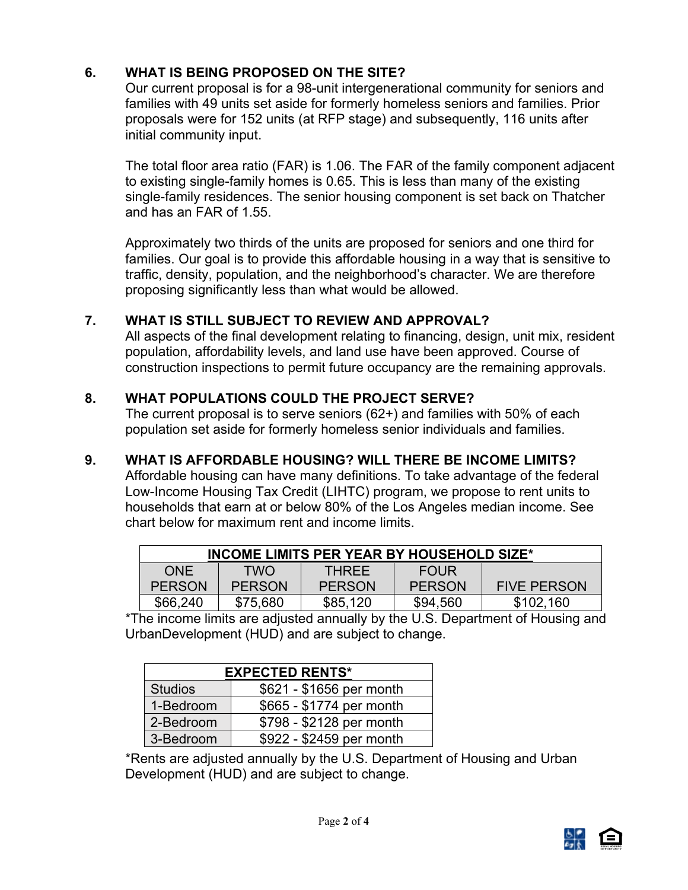## 6. WHAT IS BEING PROPOSED ON THE SITE?

Our current proposal is for a 98-unit intergenerational community for seniors and families with 49 units set aside for formerly homeless seniors and families. Prior proposals were for 152 units (at RFP stage) and subsequently, 116 units after initial community input.

The total floor area ratio (FAR) is 1.06. The FAR of the family component adjacent to existing single-family homes is 0.65. This is less than many of the existing single-family residences. The senior housing component is set back on Thatcher and has an FAR of 1.55.

Approximately two thirds of the units are proposed for seniors and one third for families. Our goal is to provide this affordable housing in a way that is sensitive to traffic, density, population, and the neighborhood's character. We are therefore proposing significantly less than what would be allowed.

## 7. WHAT IS STILL SUBJECT TO REVIEW AND APPROVAL?

All aspects of the final development relating to financing, design, unit mix, resident population, affordability levels, and land use have been approved. Course of construction inspections to permit future occupancy are the remaining approvals.

## 8. WHAT POPULATIONS COULD THE PROJECT SERVE?

The current proposal is to serve seniors (62+) and families with 50% of each population set aside for formerly homeless senior individuals and families.

## 9. WHAT IS AFFORDABLE HOUSING? WILL THERE BE INCOME LIMITS?

Affordable housing can have many definitions. To take advantage of the federal Low-Income Housing Tax Credit (LIHTC) program, we propose to rent units to households that earn at or below 80% of the Los Angeles median income. See chart below for maximum rent and income limits.

| INCOME LIMITS PER YEAR BY HOUSEHOLD SIZE* | | | | |
|---|---|---|---|---|
| ONE PERSON | TWO PERSON | THREE PERSON | FOUR PERSON | FIVE PERSON |
| $66,240 | $75,680 | $85,120 | $94,560 | $102,160 |

*The income limits are adjusted annually by the U.S. Department of Housing and UrbanDevelopment (HUD) and are subject to change.

| EXPECTED RENTS* | |
|---|---|
| Studios | $621 - $1656 per month |
| 1-Bedroom | $665 - $1774 per month |
| 2-Bedroom | $798 - $2128 per month |
| 3-Bedroom | $922 - $2459 per month |

*Rents are adjusted annually by the U.S. Department of Housing and Urban Development (HUD) and are subject to change.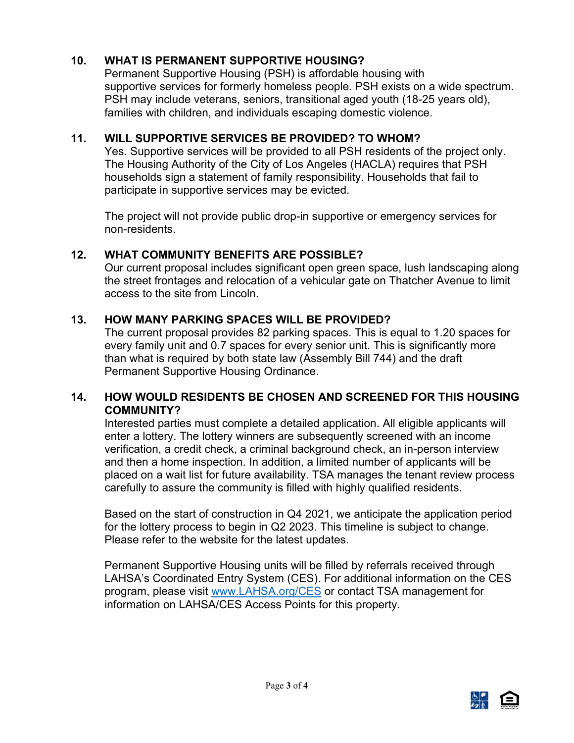## 10. WHAT IS PERMANENT SUPPORTIVE HOUSING?

Permanent Supportive Housing (PSH) is affordable housing with supportive services for formerly homeless people. PSH exists on a wide spectrum. PSH may include veterans, seniors, transitional aged youth (18-25 years old), families with children, and individuals escaping domestic violence.

## 11. WILL SUPPORTIVE SERVICES BE PROVIDED? TO WHOM?

Yes. Supportive services will be provided to all PSH residents of the project only. The Housing Authority of the City of Los Angeles (HACLA) requires that PSH households sign a statement of family responsibility. Households that fail to participate in supportive services may be evicted.

The project will not provide public drop-in supportive or emergency services for non-residents.

## 12. WHAT COMMUNITY BENEFITS ARE POSSIBLE?

Our current proposal includes significant open green space, lush landscaping along the street frontages and relocation of a vehicular gate on Thatcher Avenue to limit access to the site from Lincoln.

## 13. HOW MANY PARKING SPACES WILL BE PROVIDED?

The current proposal provides 82 parking spaces. This is equal to 1.20 spaces for every family unit and 0.7 spaces for every senior unit. This is significantly more than what is required by both state law (Assembly Bill 744) and the draft Permanent Supportive Housing Ordinance.

## 14. HOW WOULD RESIDENTS BE CHOSEN AND SCREENED FOR THIS HOUSING COMMUNITY?

Interested parties must complete a detailed application. All eligible applicants will enter a lottery. The lottery winners are subsequently screened with an income verification, a credit check, a criminal background check, an in-person interview and then a home inspection. In addition, a limited number of applicants will be placed on a wait list for future availability. TSA manages the tenant review process carefully to assure the community is filled with highly qualified residents.

Based on the start of construction in Q4 2021, we anticipate the application period for the lottery process to begin in Q2 2023. This timeline is subject to change. Please refer to the website for the latest updates.

Permanent Supportive Housing units will be filled by referrals received through LAHSA's Coordinated Entry System (CES). For additional information on the CES program, please visit [www.LAHSA.org/CES](http://www.LAHSA.org/CES) or contact TSA management for information on LAHSA/CES Access Points for this property.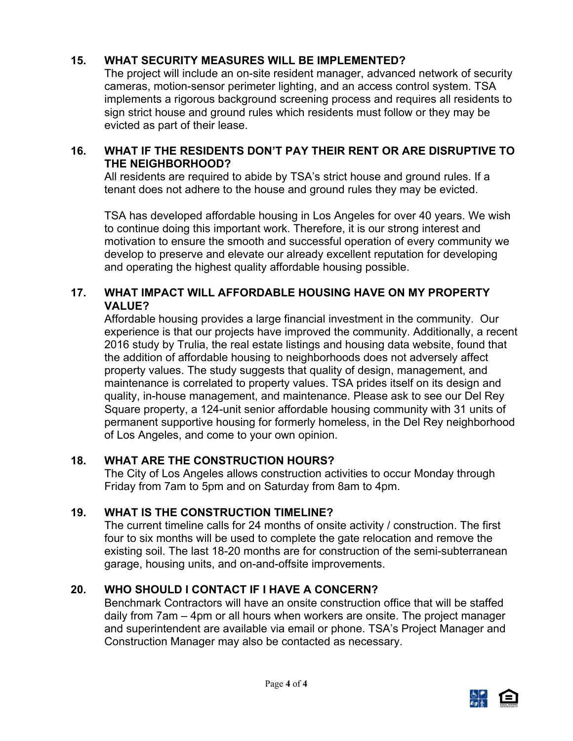## 15. WHAT SECURITY MEASURES WILL BE IMPLEMENTED?

The project will include an on-site resident manager, advanced network of security cameras, motion-sensor perimeter lighting, and an access control system. TSA implements a rigorous background screening process and requires all residents to sign strict house and ground rules which residents must follow or they may be evicted as part of their lease.

## 16. WHAT IF THE RESIDENTS DON'T PAY THEIR RENT OR ARE DISRUPTIVE TO THE NEIGHBORHOOD?

All residents are required to abide by TSA's strict house and ground rules. If a tenant does not adhere to the house and ground rules they may be evicted.

TSA has developed affordable housing in Los Angeles for over 40 years. We wish to continue doing this important work. Therefore, it is our strong interest and motivation to ensure the smooth and successful operation of every community we develop to preserve and elevate our already excellent reputation for developing and operating the highest quality affordable housing possible.

## 17. WHAT IMPACT WILL AFFORDABLE HOUSING HAVE ON MY PROPERTY VALUE?

Affordable housing provides a large financial investment in the community. Our experience is that our projects have improved the community. Additionally, a recent 2016 study by Trulia, the real estate listings and housing data website, found that the addition of affordable housing to neighborhoods does not adversely affect property values. The study suggests that quality of design, management, and maintenance is correlated to property values. TSA prides itself on its design and quality, in-house management, and maintenance. Please ask to see our Del Rey Square property, a 124-unit senior affordable housing community with 31 units of permanent supportive housing for formerly homeless, in the Del Rey neighborhood of Los Angeles, and come to your own opinion.

## 18. WHAT ARE THE CONSTRUCTION HOURS?

The City of Los Angeles allows construction activities to occur Monday through Friday from 7am to 5pm and on Saturday from 8am to 4pm.

## 19. WHAT IS THE CONSTRUCTION TIMELINE?

The current timeline calls for 24 months of onsite activity / construction. The first four to six months will be used to complete the gate relocation and remove the existing soil. The last 18-20 months are for construction of the semi-subterranean garage, housing units, and on-and-offsite improvements.

## 20. WHO SHOULD I CONTACT IF I HAVE A CONCERN?

Benchmark Contractors will have an onsite construction office that will be staffed daily from 7am – 4pm or all hours when workers are onsite. The project manager and superintendent are available via email or phone. TSA's Project Manager and Construction Manager may also be contacted as necessary.